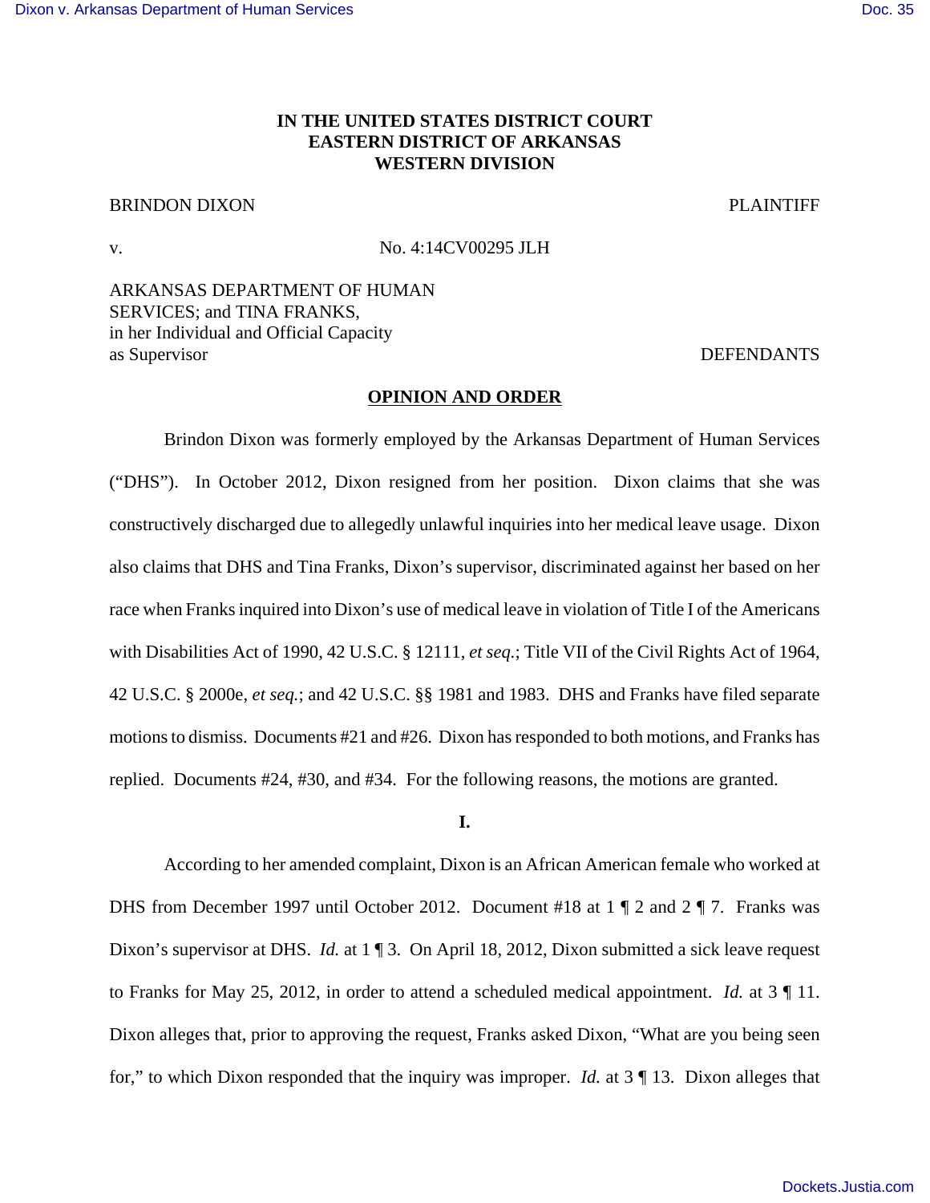**IN THE UNITED STATES DISTRICT COURT**
**EASTERN DISTRICT OF ARKANSAS**
**WESTERN DIVISION**

BRINDON DIXON PLAINTIFF

v. No. 4:14CV00295 JLH

ARKANSAS DEPARTMENT OF HUMAN SERVICES; and TINA FRANKS, in her Individual and Official Capacity as Supervisor DEFENDANTS

**OPINION AND ORDER**

Brindon Dixon was formerly employed by the Arkansas Department of Human Services ("DHS"). In October 2012, Dixon resigned from her position. Dixon claims that she was constructively discharged due to allegedly unlawful inquiries into her medical leave usage. Dixon also claims that DHS and Tina Franks, Dixon's supervisor, discriminated against her based on her race when Franks inquired into Dixon's use of medical leave in violation of Title I of the Americans with Disabilities Act of 1990, 42 U.S.C. § 12111, *et seq.*; Title VII of the Civil Rights Act of 1964, 42 U.S.C. § 2000e, *et seq.*; and 42 U.S.C. §§ 1981 and 1983. DHS and Franks have filed separate motions to dismiss. Documents #21 and #26. Dixon has responded to both motions, and Franks has replied. Documents #24, #30, and #34. For the following reasons, the motions are granted.

**I.**

According to her amended complaint, Dixon is an African American female who worked at DHS from December 1997 until October 2012. Document #18 at 1 ¶ 2 and 2 ¶ 7. Franks was Dixon's supervisor at DHS. *Id.* at 1 ¶ 3. On April 18, 2012, Dixon submitted a sick leave request to Franks for May 25, 2012, in order to attend a scheduled medical appointment. *Id.* at 3 ¶ 11. Dixon alleges that, prior to approving the request, Franks asked Dixon, "What are you being seen for," to which Dixon responded that the inquiry was improper. *Id.* at 3 ¶ 13. Dixon alleges that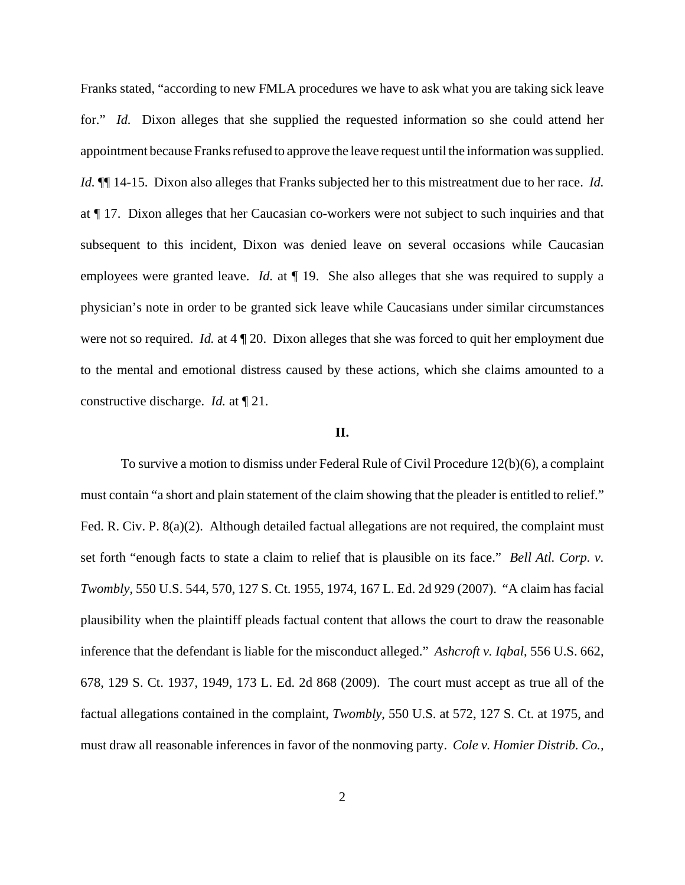Franks stated, "according to new FMLA procedures we have to ask what you are taking sick leave for." *Id.* Dixon alleges that she supplied the requested information so she could attend her appointment because Franks refused to approve the leave request until the information was supplied. *Id.* ¶¶ 14-15. Dixon also alleges that Franks subjected her to this mistreatment due to her race. *Id.* at ¶ 17. Dixon alleges that her Caucasian co-workers were not subject to such inquiries and that subsequent to this incident, Dixon was denied leave on several occasions while Caucasian employees were granted leave. *Id.* at ¶ 19. She also alleges that she was required to supply a physician's note in order to be granted sick leave while Caucasians under similar circumstances were not so required. *Id.* at 4 ¶ 20. Dixon alleges that she was forced to quit her employment due to the mental and emotional distress caused by these actions, which she claims amounted to a constructive discharge. *Id.* at ¶ 21.

## II.

To survive a motion to dismiss under Federal Rule of Civil Procedure 12(b)(6), a complaint must contain "a short and plain statement of the claim showing that the pleader is entitled to relief." Fed. R. Civ. P. 8(a)(2). Although detailed factual allegations are not required, the complaint must set forth "enough facts to state a claim to relief that is plausible on its face." *Bell Atl. Corp. v. Twombly*, 550 U.S. 544, 570, 127 S. Ct. 1955, 1974, 167 L. Ed. 2d 929 (2007). "A claim has facial plausibility when the plaintiff pleads factual content that allows the court to draw the reasonable inference that the defendant is liable for the misconduct alleged." *Ashcroft v. Iqbal*, 556 U.S. 662, 678, 129 S. Ct. 1937, 1949, 173 L. Ed. 2d 868 (2009). The court must accept as true all of the factual allegations contained in the complaint, *Twombly*, 550 U.S. at 572, 127 S. Ct. at 1975, and must draw all reasonable inferences in favor of the nonmoving party. *Cole v. Homier Distrib. Co.,*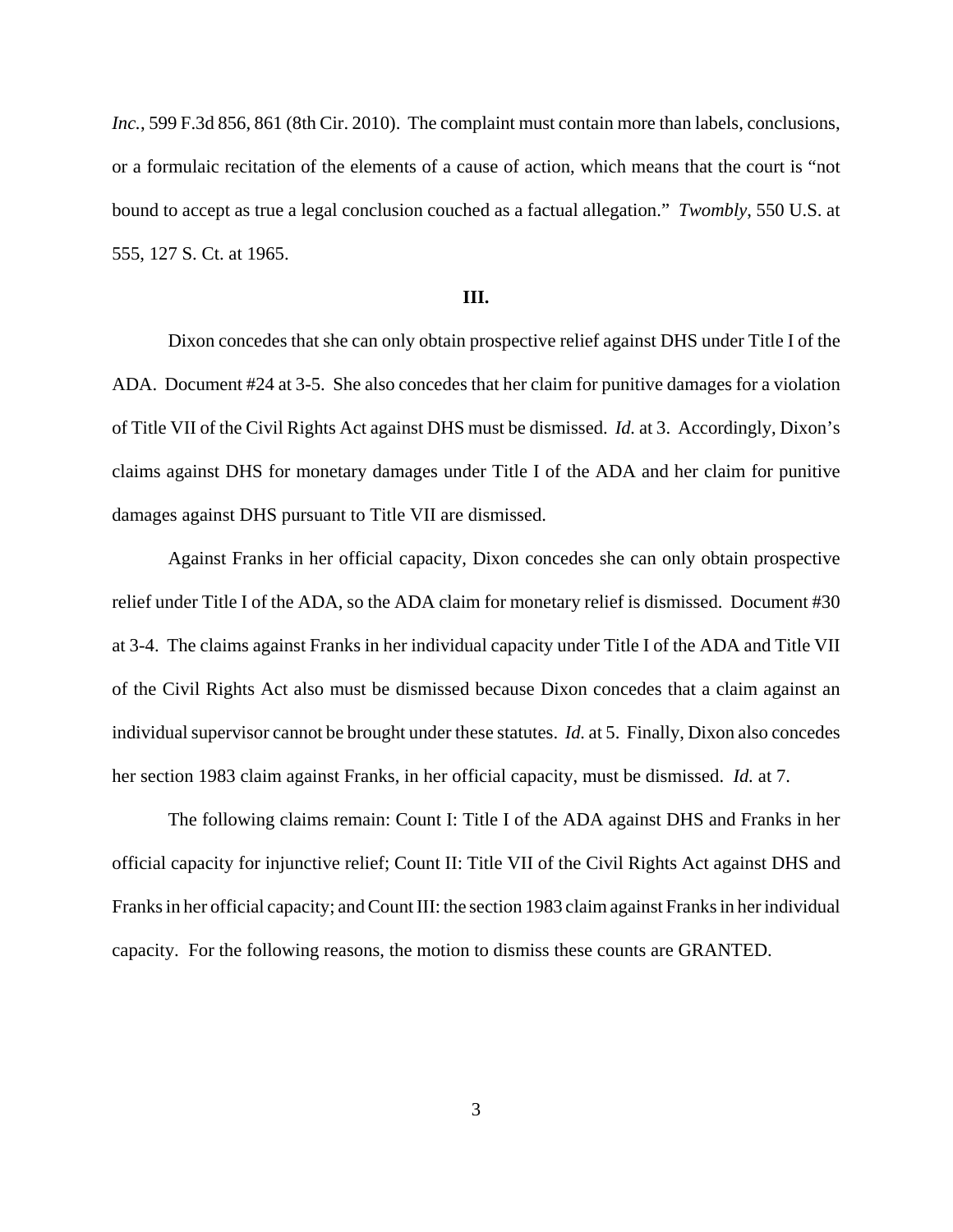*Inc.*, 599 F.3d 856, 861 (8th Cir. 2010). The complaint must contain more than labels, conclusions, or a formulaic recitation of the elements of a cause of action, which means that the court is "not bound to accept as true a legal conclusion couched as a factual allegation." *Twombly*, 550 U.S. at 555, 127 S. Ct. at 1965.

**III.**

Dixon concedes that she can only obtain prospective relief against DHS under Title I of the ADA. Document #24 at 3-5. She also concedes that her claim for punitive damages for a violation of Title VII of the Civil Rights Act against DHS must be dismissed. *Id.* at 3. Accordingly, Dixon's claims against DHS for monetary damages under Title I of the ADA and her claim for punitive damages against DHS pursuant to Title VII are dismissed.

Against Franks in her official capacity, Dixon concedes she can only obtain prospective relief under Title I of the ADA, so the ADA claim for monetary relief is dismissed. Document #30 at 3-4. The claims against Franks in her individual capacity under Title I of the ADA and Title VII of the Civil Rights Act also must be dismissed because Dixon concedes that a claim against an individual supervisor cannot be brought under these statutes. *Id.* at 5. Finally, Dixon also concedes her section 1983 claim against Franks, in her official capacity, must be dismissed. *Id.* at 7.

The following claims remain: Count I: Title I of the ADA against DHS and Franks in her official capacity for injunctive relief; Count II: Title VII of the Civil Rights Act against DHS and Franks in her official capacity; and Count III: the section 1983 claim against Franks in her individual capacity. For the following reasons, the motion to dismiss these counts are GRANTED.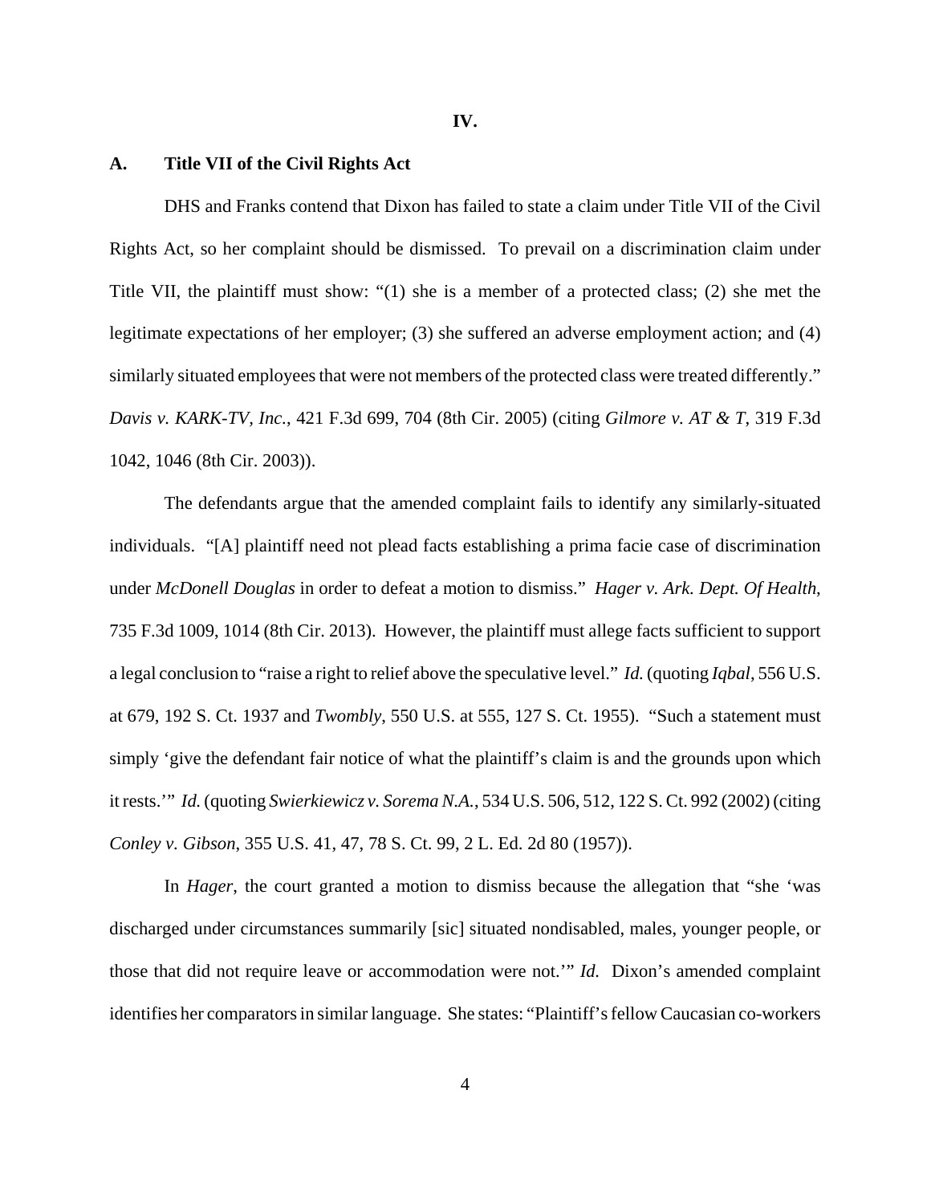**IV.**

## A. Title VII of the Civil Rights Act

DHS and Franks contend that Dixon has failed to state a claim under Title VII of the Civil Rights Act, so her complaint should be dismissed. To prevail on a discrimination claim under Title VII, the plaintiff must show: "(1) she is a member of a protected class; (2) she met the legitimate expectations of her employer; (3) she suffered an adverse employment action; and (4) similarly situated employees that were not members of the protected class were treated differently." *Davis v. KARK-TV, Inc.*, 421 F.3d 699, 704 (8th Cir. 2005) (citing *Gilmore v. AT & T*, 319 F.3d 1042, 1046 (8th Cir. 2003)).

The defendants argue that the amended complaint fails to identify any similarly-situated individuals. "[A] plaintiff need not plead facts establishing a prima facie case of discrimination under *McDonell Douglas* in order to defeat a motion to dismiss." *Hager v. Ark. Dept. Of Health*, 735 F.3d 1009, 1014 (8th Cir. 2013). However, the plaintiff must allege facts sufficient to support a legal conclusion to "raise a right to relief above the speculative level." *Id.* (quoting *Iqbal*, 556 U.S. at 679, 192 S. Ct. 1937 and *Twombly*, 550 U.S. at 555, 127 S. Ct. 1955). "Such a statement must simply 'give the defendant fair notice of what the plaintiff's claim is and the grounds upon which it rests.'" *Id.* (quoting *Swierkiewicz v. Sorema N.A.*, 534 U.S. 506, 512, 122 S. Ct. 992 (2002) (citing *Conley v. Gibson*, 355 U.S. 41, 47, 78 S. Ct. 99, 2 L. Ed. 2d 80 (1957)).

In *Hager*, the court granted a motion to dismiss because the allegation that "she 'was discharged under circumstances summarily [sic] situated nondisabled, males, younger people, or those that did not require leave or accommodation were not.'" *Id.* Dixon's amended complaint identifies her comparators in similar language. She states: "Plaintiff's fellow Caucasian co-workers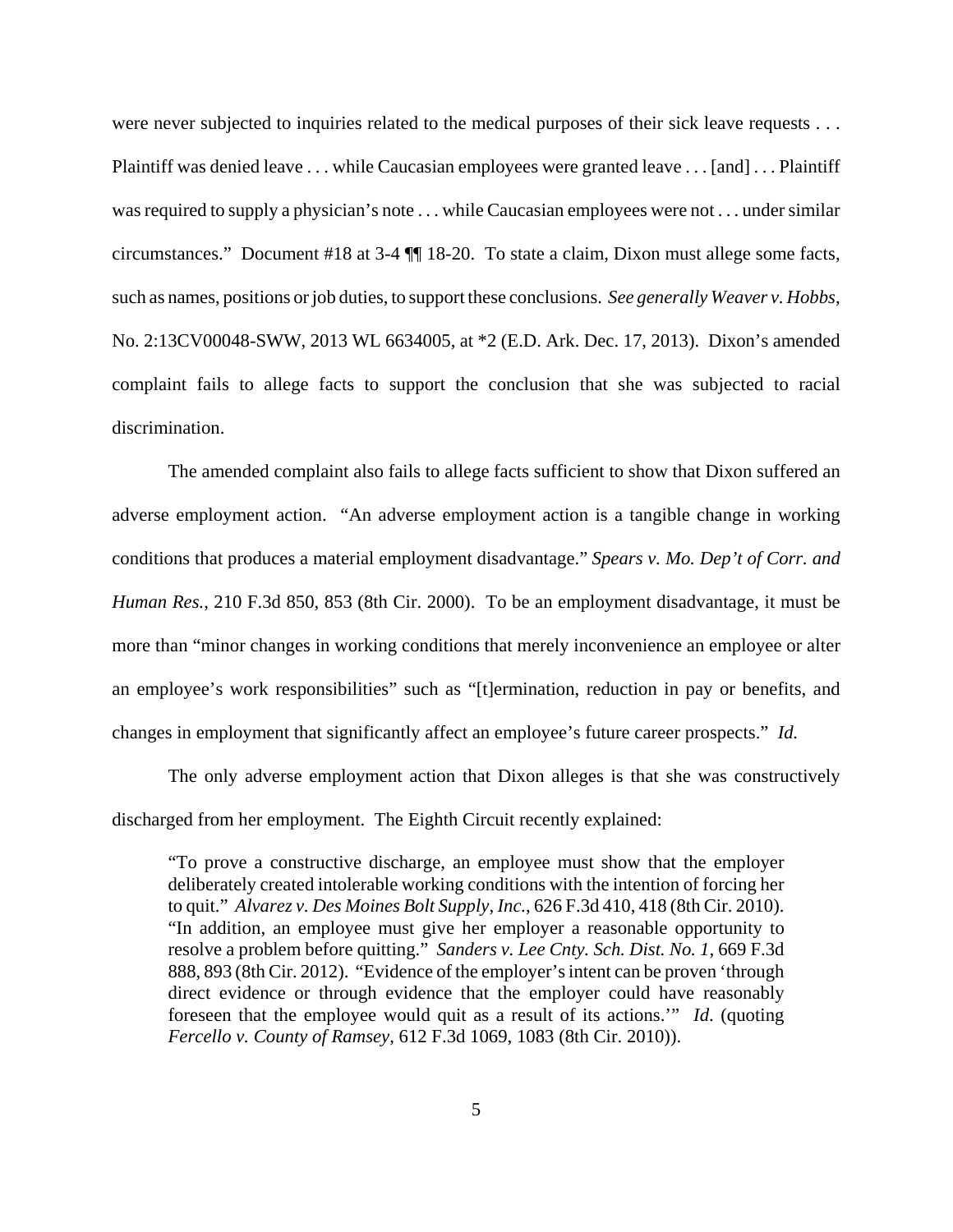were never subjected to inquiries related to the medical purposes of their sick leave requests . . . Plaintiff was denied leave . . . while Caucasian employees were granted leave . . . [and] . . . Plaintiff was required to supply a physician's note . . . while Caucasian employees were not . . . under similar circumstances." Document #18 at 3-4 ¶¶ 18-20. To state a claim, Dixon must allege some facts, such as names, positions or job duties, to support these conclusions. *See generally Weaver v. Hobbs*, No. 2:13CV00048-SWW, 2013 WL 6634005, at *2 (E.D. Ark. Dec. 17, 2013). Dixon's amended complaint fails to allege facts to support the conclusion that she was subjected to racial discrimination.

The amended complaint also fails to allege facts sufficient to show that Dixon suffered an adverse employment action. "An adverse employment action is a tangible change in working conditions that produces a material employment disadvantage." *Spears v. Mo. Dep't of Corr. and Human Res.*, 210 F.3d 850, 853 (8th Cir. 2000). To be an employment disadvantage, it must be more than "minor changes in working conditions that merely inconvenience an employee or alter an employee's work responsibilities" such as "[t]ermination, reduction in pay or benefits, and changes in employment that significantly affect an employee's future career prospects." *Id.*

The only adverse employment action that Dixon alleges is that she was constructively discharged from her employment. The Eighth Circuit recently explained:

> "To prove a constructive discharge, an employee must show that the employer deliberately created intolerable working conditions with the intention of forcing her to quit." *Alvarez v. Des Moines Bolt Supply, Inc.*, 626 F.3d 410, 418 (8th Cir. 2010). "In addition, an employee must give her employer a reasonable opportunity to resolve a problem before quitting." *Sanders v. Lee Cnty. Sch. Dist. No. 1*, 669 F.3d 888, 893 (8th Cir. 2012). "Evidence of the employer's intent can be proven 'through direct evidence or through evidence that the employer could have reasonably foreseen that the employee would quit as a result of its actions.'" *Id.* (quoting *Fercello v. County of Ramsey*, 612 F.3d 1069, 1083 (8th Cir. 2010)).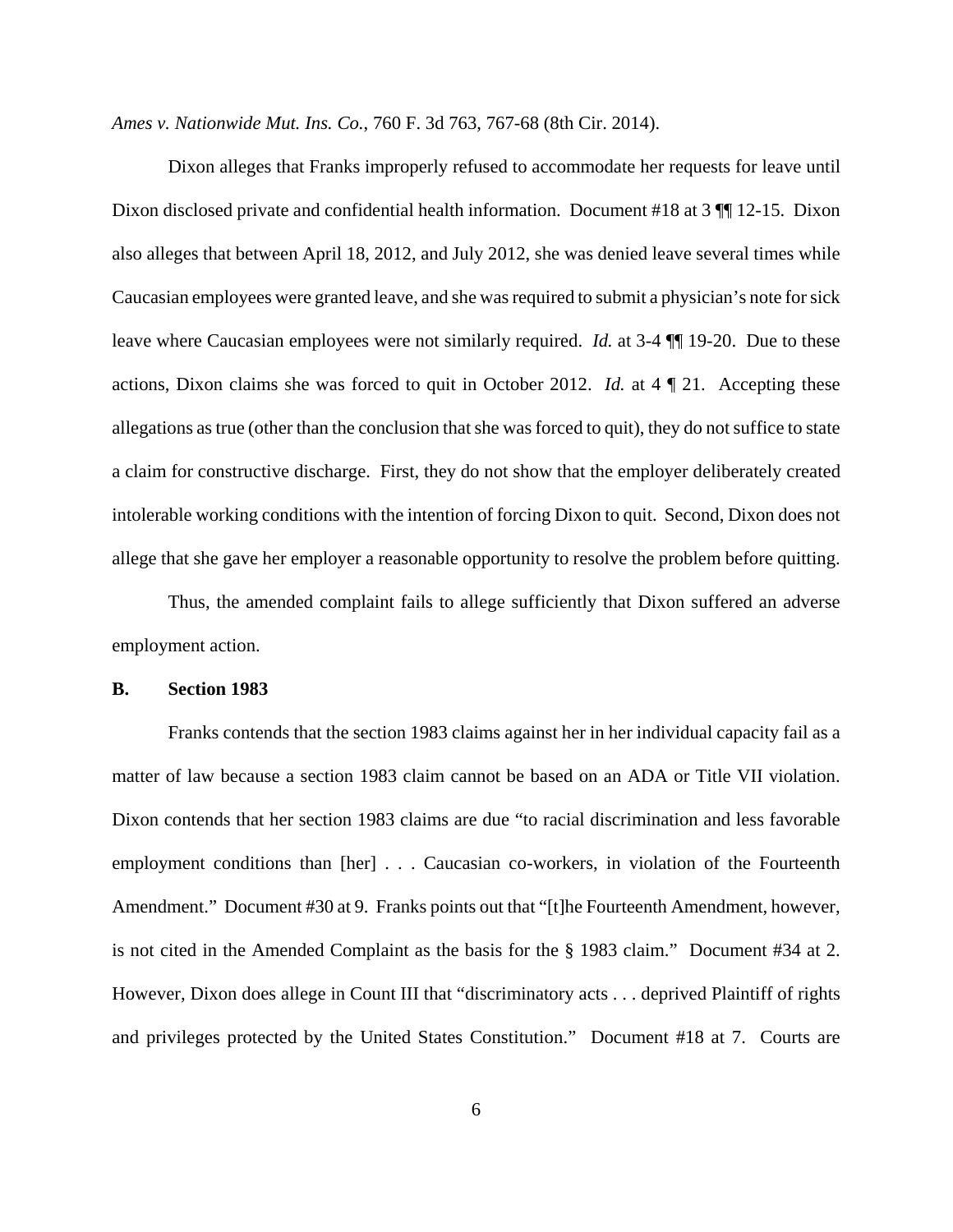*Ames v. Nationwide Mut. Ins. Co.*, 760 F. 3d 763, 767-68 (8th Cir. 2014).

Dixon alleges that Franks improperly refused to accommodate her requests for leave until Dixon disclosed private and confidential health information. Document #18 at 3 ¶¶ 12-15. Dixon also alleges that between April 18, 2012, and July 2012, she was denied leave several times while Caucasian employees were granted leave, and she was required to submit a physician's note for sick leave where Caucasian employees were not similarly required. *Id.* at 3-4 ¶¶ 19-20. Due to these actions, Dixon claims she was forced to quit in October 2012. *Id.* at 4 ¶ 21. Accepting these allegations as true (other than the conclusion that she was forced to quit), they do not suffice to state a claim for constructive discharge. First, they do not show that the employer deliberately created intolerable working conditions with the intention of forcing Dixon to quit. Second, Dixon does not allege that she gave her employer a reasonable opportunity to resolve the problem before quitting.

Thus, the amended complaint fails to allege sufficiently that Dixon suffered an adverse employment action.

**B. Section 1983**

Franks contends that the section 1983 claims against her in her individual capacity fail as a matter of law because a section 1983 claim cannot be based on an ADA or Title VII violation. Dixon contends that her section 1983 claims are due "to racial discrimination and less favorable employment conditions than [her] . . . Caucasian co-workers, in violation of the Fourteenth Amendment." Document #30 at 9. Franks points out that "[t]he Fourteenth Amendment, however, is not cited in the Amended Complaint as the basis for the § 1983 claim." Document #34 at 2. However, Dixon does allege in Count III that "discriminatory acts . . . deprived Plaintiff of rights and privileges protected by the United States Constitution." Document #18 at 7. Courts are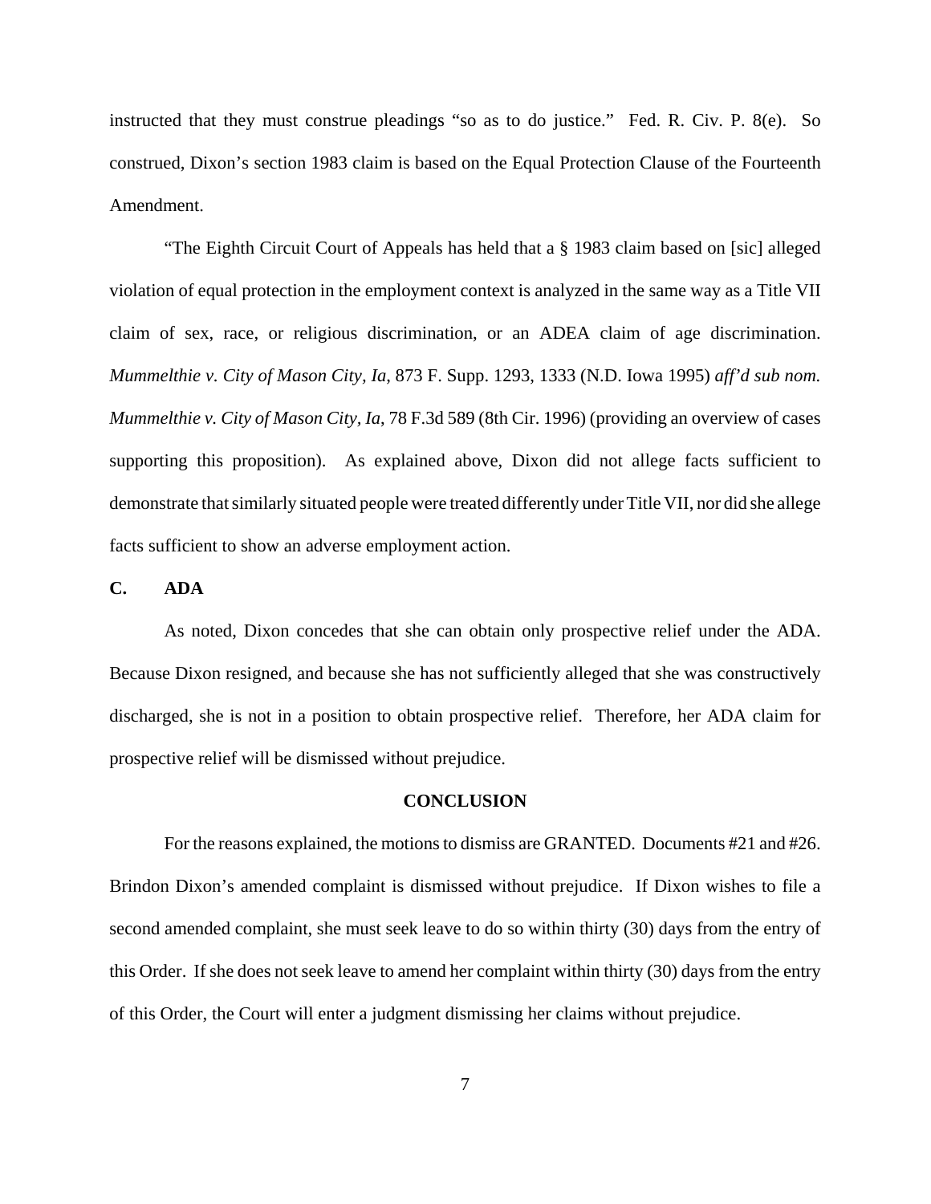instructed that they must construe pleadings "so as to do justice." Fed. R. Civ. P. 8(e). So construed, Dixon's section 1983 claim is based on the Equal Protection Clause of the Fourteenth Amendment.

"The Eighth Circuit Court of Appeals has held that a § 1983 claim based on [sic] alleged violation of equal protection in the employment context is analyzed in the same way as a Title VII claim of sex, race, or religious discrimination, or an ADEA claim of age discrimination. *Mummelthie v. City of Mason City, Ia*, 873 F. Supp. 1293, 1333 (N.D. Iowa 1995) *aff'd sub nom. Mummelthie v. City of Mason City, Ia*, 78 F.3d 589 (8th Cir. 1996) (providing an overview of cases supporting this proposition). As explained above, Dixon did not allege facts sufficient to demonstrate that similarly situated people were treated differently under Title VII, nor did she allege facts sufficient to show an adverse employment action.

### C. ADA

As noted, Dixon concedes that she can obtain only prospective relief under the ADA. Because Dixon resigned, and because she has not sufficiently alleged that she was constructively discharged, she is not in a position to obtain prospective relief. Therefore, her ADA claim for prospective relief will be dismissed without prejudice.

## CONCLUSION

For the reasons explained, the motions to dismiss are GRANTED. Documents #21 and #26. Brindon Dixon's amended complaint is dismissed without prejudice. If Dixon wishes to file a second amended complaint, she must seek leave to do so within thirty (30) days from the entry of this Order. If she does not seek leave to amend her complaint within thirty (30) days from the entry of this Order, the Court will enter a judgment dismissing her claims without prejudice.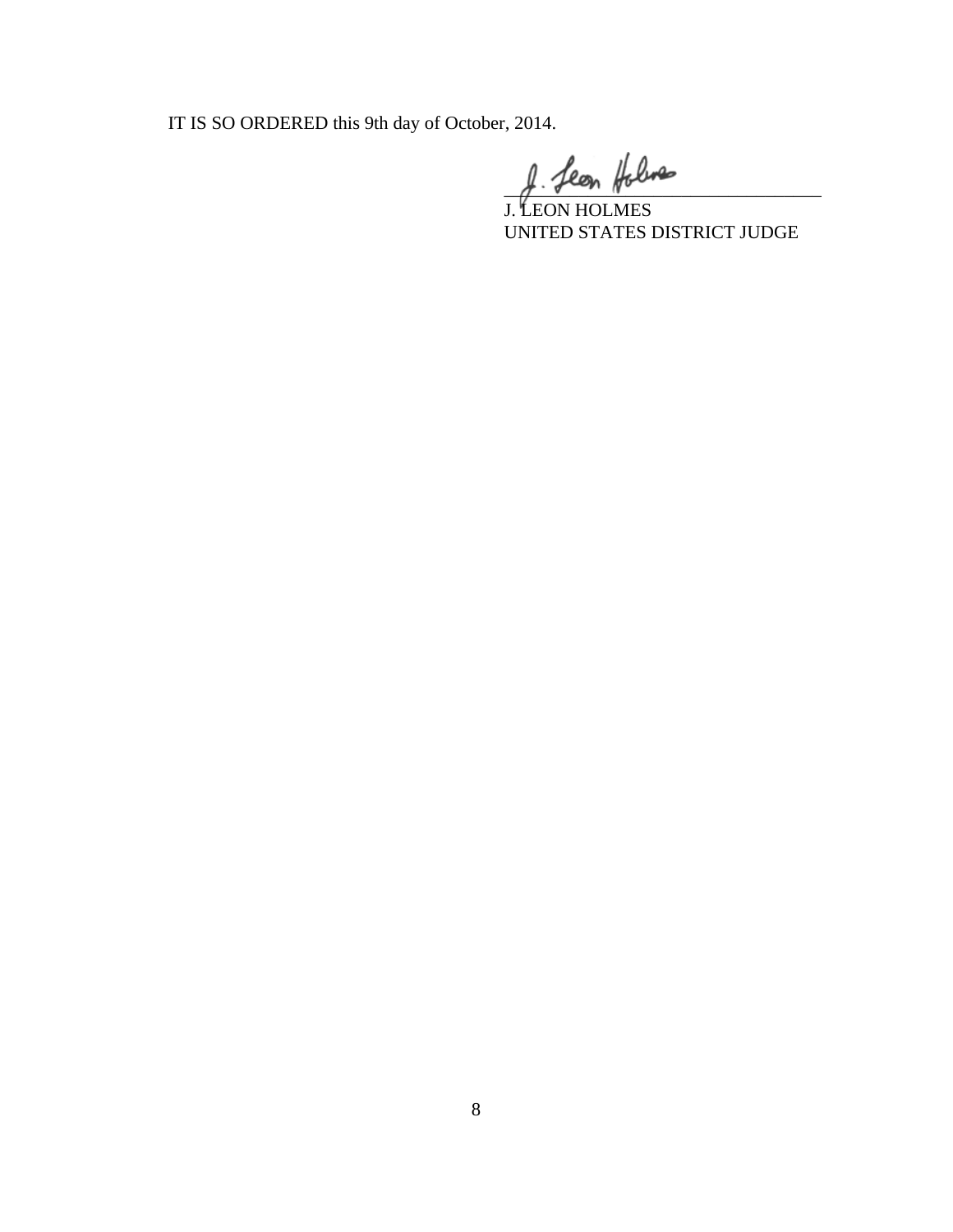IT IS SO ORDERED this 9th day of October, 2014.

J. LEON HOLMES
UNITED STATES DISTRICT JUDGE